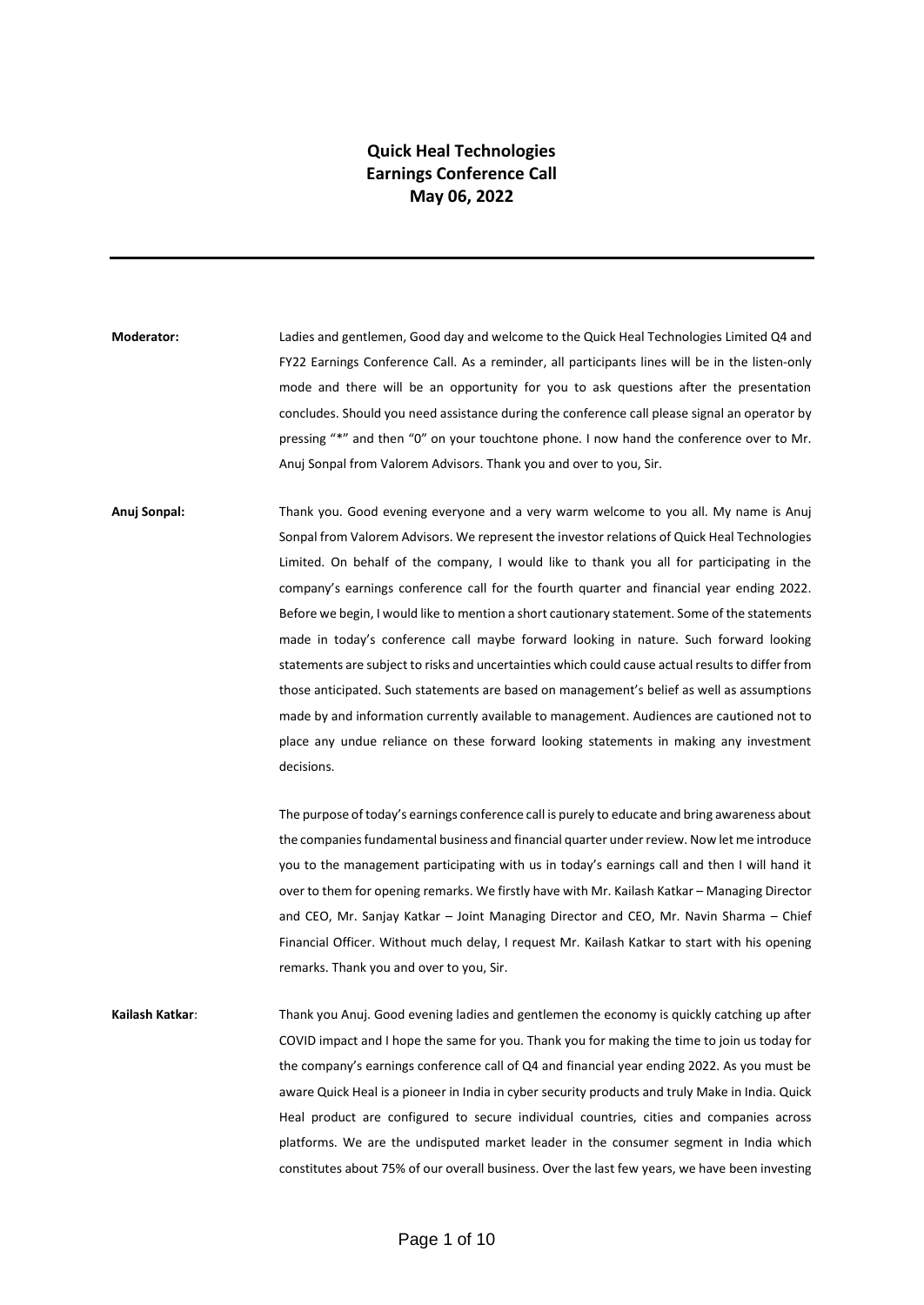# Quick Heal Technologies
# Earnings Conference Call
# May 06, 2022

---

**Moderator:** Ladies and gentlemen, Good day and welcome to the Quick Heal Technologies Limited Q4 and FY22 Earnings Conference Call. As a reminder, all participants lines will be in the listen-only mode and there will be an opportunity for you to ask questions after the presentation concludes. Should you need assistance during the conference call please signal an operator by pressing "*" and then "0" on your touchtone phone. I now hand the conference over to Mr. Anuj Sonpal from Valorem Advisors. Thank you and over to you, Sir.

**Anuj Sonpal:** Thank you. Good evening everyone and a very warm welcome to you all. My name is Anuj Sonpal from Valorem Advisors. We represent the investor relations of Quick Heal Technologies Limited. On behalf of the company, I would like to thank you all for participating in the company's earnings conference call for the fourth quarter and financial year ending 2022. Before we begin, I would like to mention a short cautionary statement. Some of the statements made in today's conference call maybe forward looking in nature. Such forward looking statements are subject to risks and uncertainties which could cause actual results to differ from those anticipated. Such statements are based on management's belief as well as assumptions made by and information currently available to management. Audiences are cautioned not to place any undue reliance on these forward looking statements in making any investment decisions.

The purpose of today's earnings conference call is purely to educate and bring awareness about the companies fundamental business and financial quarter under review. Now let me introduce you to the management participating with us in today's earnings call and then I will hand it over to them for opening remarks. We firstly have with Mr. Kailash Katkar – Managing Director and CEO, Mr. Sanjay Katkar – Joint Managing Director and CEO, Mr. Navin Sharma – Chief Financial Officer. Without much delay, I request Mr. Kailash Katkar to start with his opening remarks. Thank you and over to you, Sir.

**Kailash Katkar**: Thank you Anuj. Good evening ladies and gentlemen the economy is quickly catching up after COVID impact and I hope the same for you. Thank you for making the time to join us today for the company's earnings conference call of Q4 and financial year ending 2022. As you must be aware Quick Heal is a pioneer in India in cyber security products and truly Make in India. Quick Heal product are configured to secure individual countries, cities and companies across platforms. We are the undisputed market leader in the consumer segment in India which constitutes about 75% of our overall business. Over the last few years, we have been investing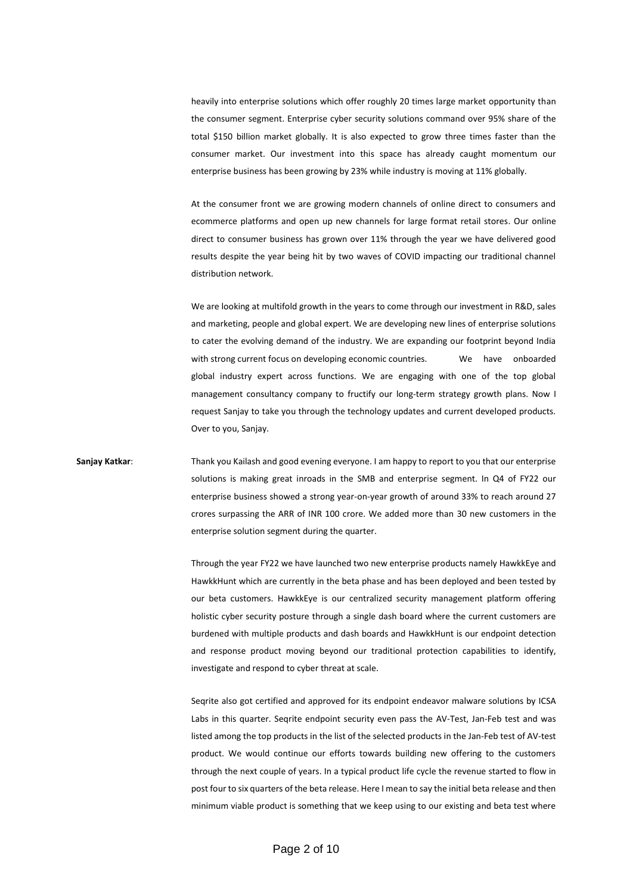heavily into enterprise solutions which offer roughly 20 times large market opportunity than the consumer segment. Enterprise cyber security solutions command over 95% share of the total $150 billion market globally. It is also expected to grow three times faster than the consumer market. Our investment into this space has already caught momentum our enterprise business has been growing by 23% while industry is moving at 11% globally.

At the consumer front we are growing modern channels of online direct to consumers and ecommerce platforms and open up new channels for large format retail stores. Our online direct to consumer business has grown over 11% through the year we have delivered good results despite the year being hit by two waves of COVID impacting our traditional channel distribution network.

We are looking at multifold growth in the years to come through our investment in R&D, sales and marketing, people and global expert. We are developing new lines of enterprise solutions to cater the evolving demand of the industry. We are expanding our footprint beyond India with strong current focus on developing economic countries. We have onboarded global industry expert across functions. We are engaging with one of the top global management consultancy company to fructify our long-term strategy growth plans. Now I request Sanjay to take you through the technology updates and current developed products. Over to you, Sanjay.

**Sanjay Katkar**: Thank you Kailash and good evening everyone. I am happy to report to you that our enterprise solutions is making great inroads in the SMB and enterprise segment. In Q4 of FY22 our enterprise business showed a strong year-on-year growth of around 33% to reach around 27 crores surpassing the ARR of INR 100 crore. We added more than 30 new customers in the enterprise solution segment during the quarter.

Through the year FY22 we have launched two new enterprise products namely HawkkEye and HawkkHunt which are currently in the beta phase and has been deployed and been tested by our beta customers. HawkkEye is our centralized security management platform offering holistic cyber security posture through a single dash board where the current customers are burdened with multiple products and dash boards and HawkkHunt is our endpoint detection and response product moving beyond our traditional protection capabilities to identify, investigate and respond to cyber threat at scale.

Seqrite also got certified and approved for its endpoint endeavor malware solutions by ICSA Labs in this quarter. Seqrite endpoint security even pass the AV-Test, Jan-Feb test and was listed among the top products in the list of the selected products in the Jan-Feb test of AV-test product. We would continue our efforts towards building new offering to the customers through the next couple of years. In a typical product life cycle the revenue started to flow in post four to six quarters of the beta release. Here I mean to say the initial beta release and then minimum viable product is something that we keep using to our existing and beta test where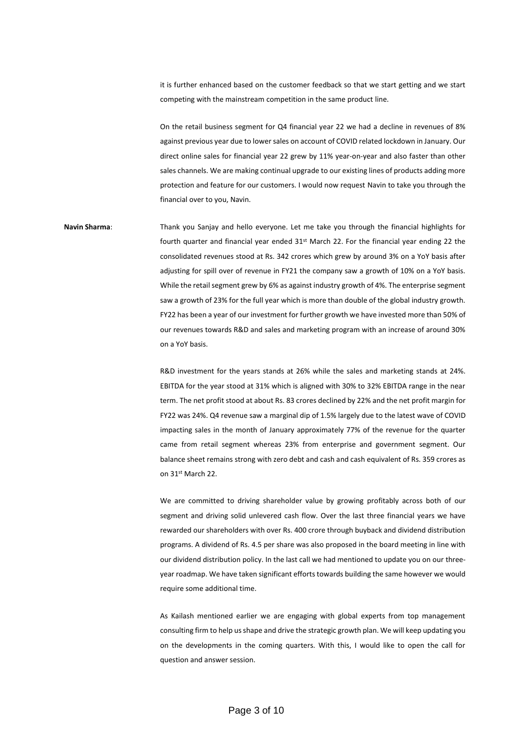it is further enhanced based on the customer feedback so that we start getting and we start competing with the mainstream competition in the same product line.

On the retail business segment for Q4 financial year 22 we had a decline in revenues of 8% against previous year due to lower sales on account of COVID related lockdown in January. Our direct online sales for financial year 22 grew by 11% year-on-year and also faster than other sales channels. We are making continual upgrade to our existing lines of products adding more protection and feature for our customers. I would now request Navin to take you through the financial over to you, Navin.

**Navin Sharma**: Thank you Sanjay and hello everyone. Let me take you through the financial highlights for fourth quarter and financial year ended 31st March 22. For the financial year ending 22 the consolidated revenues stood at Rs. 342 crores which grew by around 3% on a YoY basis after adjusting for spill over of revenue in FY21 the company saw a growth of 10% on a YoY basis. While the retail segment grew by 6% as against industry growth of 4%. The enterprise segment saw a growth of 23% for the full year which is more than double of the global industry growth. FY22 has been a year of our investment for further growth we have invested more than 50% of our revenues towards R&D and sales and marketing program with an increase of around 30% on a YoY basis.

R&D investment for the years stands at 26% while the sales and marketing stands at 24%. EBITDA for the year stood at 31% which is aligned with 30% to 32% EBITDA range in the near term. The net profit stood at about Rs. 83 crores declined by 22% and the net profit margin for FY22 was 24%. Q4 revenue saw a marginal dip of 1.5% largely due to the latest wave of COVID impacting sales in the month of January approximately 77% of the revenue for the quarter came from retail segment whereas 23% from enterprise and government segment. Our balance sheet remains strong with zero debt and cash and cash equivalent of Rs. 359 crores as on 31st March 22.

We are committed to driving shareholder value by growing profitably across both of our segment and driving solid unlevered cash flow. Over the last three financial years we have rewarded our shareholders with over Rs. 400 crore through buyback and dividend distribution programs. A dividend of Rs. 4.5 per share was also proposed in the board meeting in line with our dividend distribution policy. In the last call we had mentioned to update you on our three-year roadmap. We have taken significant efforts towards building the same however we would require some additional time.

As Kailash mentioned earlier we are engaging with global experts from top management consulting firm to help us shape and drive the strategic growth plan. We will keep updating you on the developments in the coming quarters. With this, I would like to open the call for question and answer session.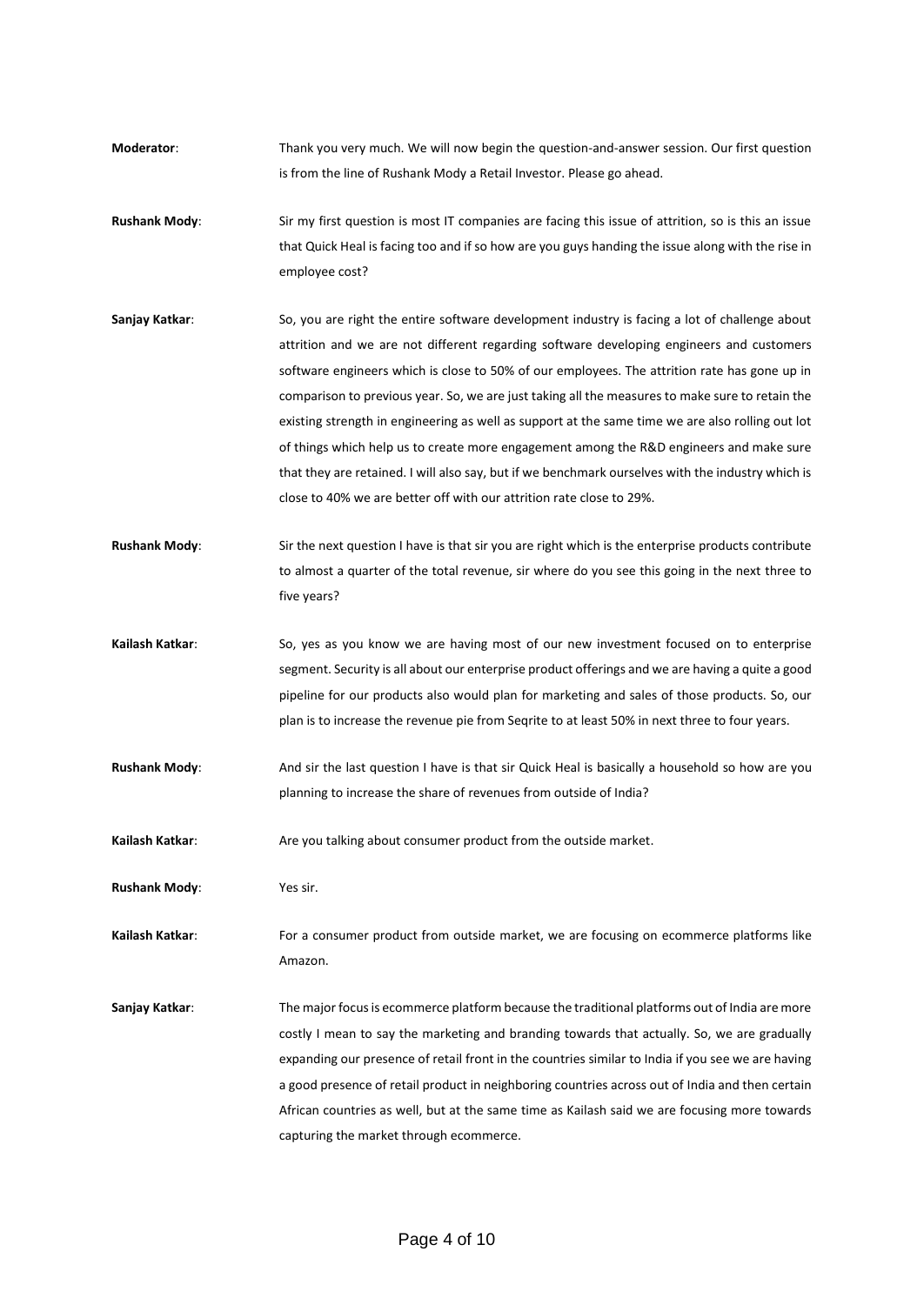**Moderator**: Thank you very much. We will now begin the question-and-answer session. Our first question is from the line of Rushank Mody a Retail Investor. Please go ahead.

**Rushank Mody**: Sir my first question is most IT companies are facing this issue of attrition, so is this an issue that Quick Heal is facing too and if so how are you guys handing the issue along with the rise in employee cost?

**Sanjay Katkar**: So, you are right the entire software development industry is facing a lot of challenge about attrition and we are not different regarding software developing engineers and customers software engineers which is close to 50% of our employees. The attrition rate has gone up in comparison to previous year. So, we are just taking all the measures to make sure to retain the existing strength in engineering as well as support at the same time we are also rolling out lot of things which help us to create more engagement among the R&D engineers and make sure that they are retained. I will also say, but if we benchmark ourselves with the industry which is close to 40% we are better off with our attrition rate close to 29%.

**Rushank Mody**: Sir the next question I have is that sir you are right which is the enterprise products contribute to almost a quarter of the total revenue, sir where do you see this going in the next three to five years?

**Kailash Katkar**: So, yes as you know we are having most of our new investment focused on to enterprise segment. Security is all about our enterprise product offerings and we are having a quite a good pipeline for our products also would plan for marketing and sales of those products. So, our plan is to increase the revenue pie from Seqrite to at least 50% in next three to four years.

**Rushank Mody**: And sir the last question I have is that sir Quick Heal is basically a household so how are you planning to increase the share of revenues from outside of India?

**Kailash Katkar**: Are you talking about consumer product from the outside market.

**Rushank Mody**: Yes sir.

**Kailash Katkar**: For a consumer product from outside market, we are focusing on ecommerce platforms like Amazon.

**Sanjay Katkar**: The major focus is ecommerce platform because the traditional platforms out of India are more costly I mean to say the marketing and branding towards that actually. So, we are gradually expanding our presence of retail front in the countries similar to India if you see we are having a good presence of retail product in neighboring countries across out of India and then certain African countries as well, but at the same time as Kailash said we are focusing more towards capturing the market through ecommerce.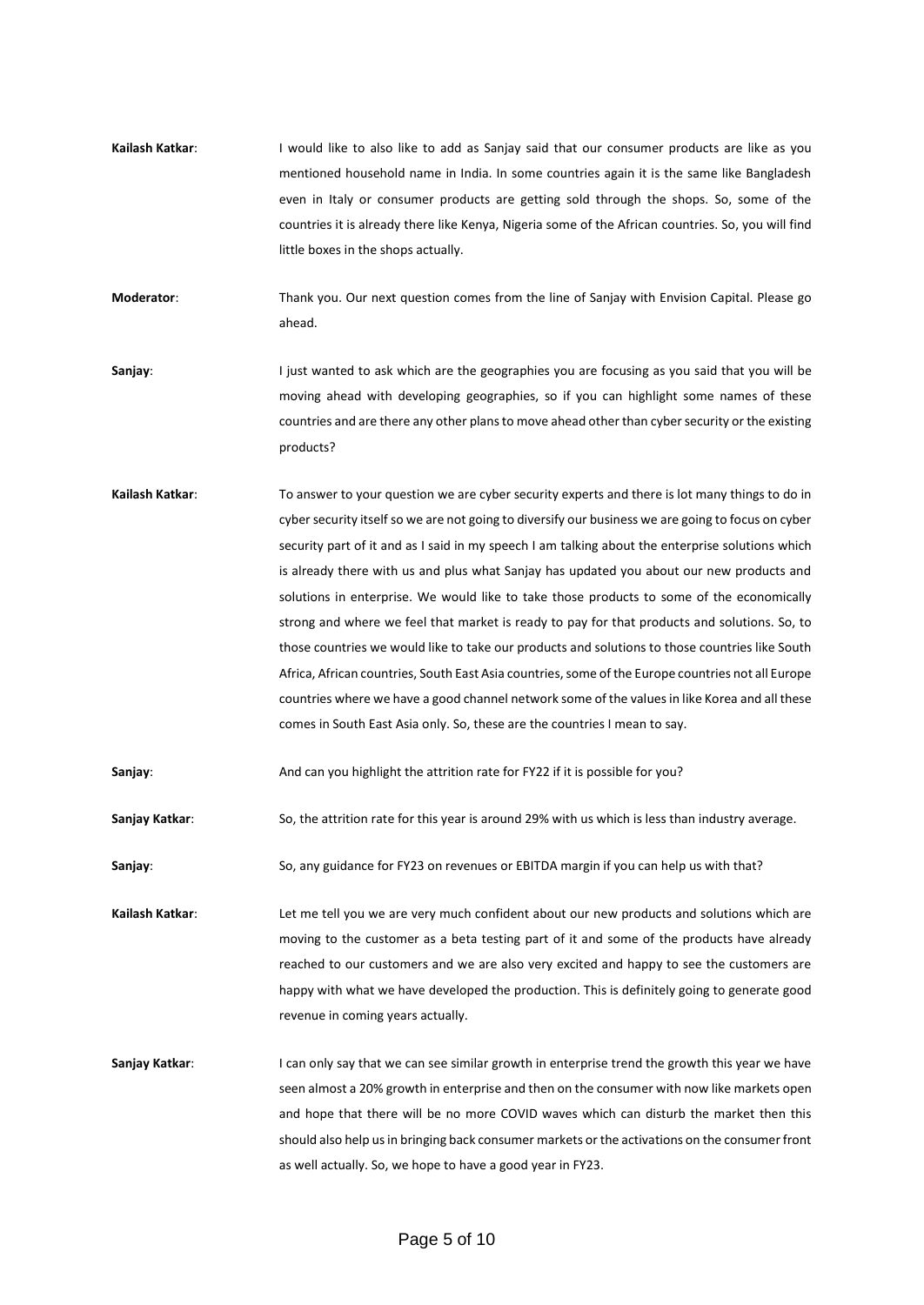**Kailash Katkar**: I would like to also like to add as Sanjay said that our consumer products are like as you mentioned household name in India. In some countries again it is the same like Bangladesh even in Italy or consumer products are getting sold through the shops. So, some of the countries it is already there like Kenya, Nigeria some of the African countries. So, you will find little boxes in the shops actually.

**Moderator**: Thank you. Our next question comes from the line of Sanjay with Envision Capital. Please go ahead.

**Sanjay**: I just wanted to ask which are the geographies you are focusing as you said that you will be moving ahead with developing geographies, so if you can highlight some names of these countries and are there any other plans to move ahead other than cyber security or the existing products?

**Kailash Katkar**: To answer to your question we are cyber security experts and there is lot many things to do in cyber security itself so we are not going to diversify our business we are going to focus on cyber security part of it and as I said in my speech I am talking about the enterprise solutions which is already there with us and plus what Sanjay has updated you about our new products and solutions in enterprise. We would like to take those products to some of the economically strong and where we feel that market is ready to pay for that products and solutions. So, to those countries we would like to take our products and solutions to those countries like South Africa, African countries, South East Asia countries, some of the Europe countries not all Europe countries where we have a good channel network some of the values in like Korea and all these comes in South East Asia only. So, these are the countries I mean to say.

**Sanjay**: And can you highlight the attrition rate for FY22 if it is possible for you?

**Sanjay Katkar**: So, the attrition rate for this year is around 29% with us which is less than industry average.

**Sanjay**: So, any guidance for FY23 on revenues or EBITDA margin if you can help us with that?

**Kailash Katkar**: Let me tell you we are very much confident about our new products and solutions which are moving to the customer as a beta testing part of it and some of the products have already reached to our customers and we are also very excited and happy to see the customers are happy with what we have developed the production. This is definitely going to generate good revenue in coming years actually.

**Sanjay Katkar**: I can only say that we can see similar growth in enterprise trend the growth this year we have seen almost a 20% growth in enterprise and then on the consumer with now like markets open and hope that there will be no more COVID waves which can disturb the market then this should also help us in bringing back consumer markets or the activations on the consumer front as well actually. So, we hope to have a good year in FY23.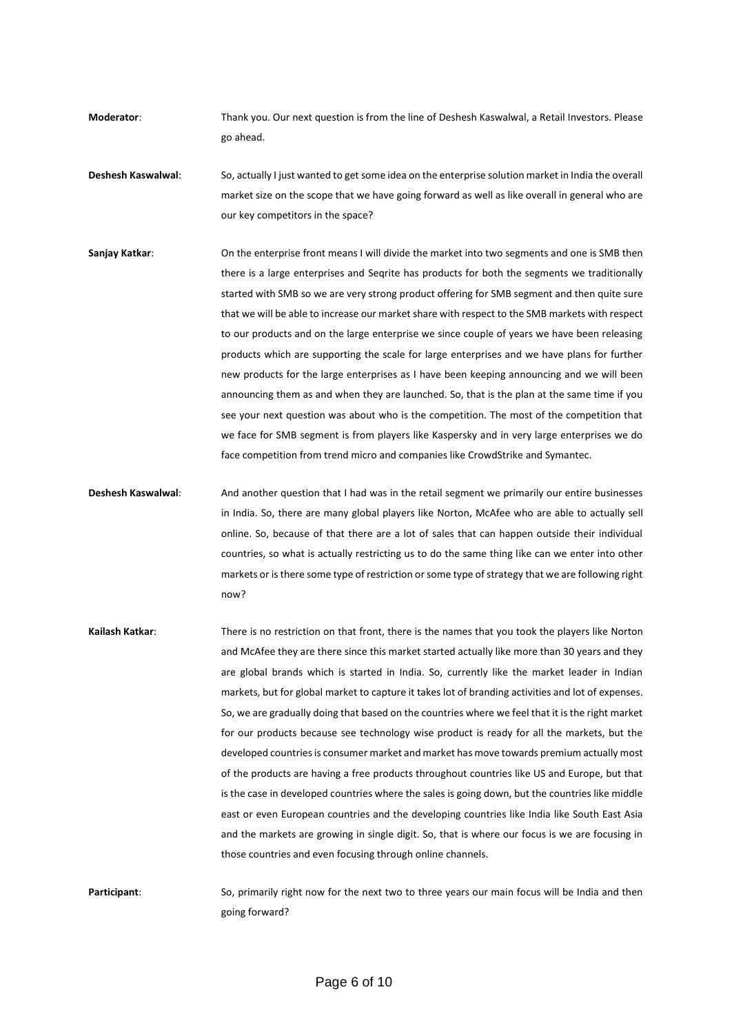**Moderator**: Thank you. Our next question is from the line of Deshesh Kaswalwal, a Retail Investors. Please go ahead.

**Deshesh Kaswalwal**: So, actually I just wanted to get some idea on the enterprise solution market in India the overall market size on the scope that we have going forward as well as like overall in general who are our key competitors in the space?

**Sanjay Katkar**: On the enterprise front means I will divide the market into two segments and one is SMB then there is a large enterprises and Seqrite has products for both the segments we traditionally started with SMB so we are very strong product offering for SMB segment and then quite sure that we will be able to increase our market share with respect to the SMB markets with respect to our products and on the large enterprise we since couple of years we have been releasing products which are supporting the scale for large enterprises and we have plans for further new products for the large enterprises as I have been keeping announcing and we will been announcing them as and when they are launched. So, that is the plan at the same time if you see your next question was about who is the competition. The most of the competition that we face for SMB segment is from players like Kaspersky and in very large enterprises we do face competition from trend micro and companies like CrowdStrike and Symantec.

**Deshesh Kaswalwal**: And another question that I had was in the retail segment we primarily our entire businesses in India. So, there are many global players like Norton, McAfee who are able to actually sell online. So, because of that there are a lot of sales that can happen outside their individual countries, so what is actually restricting us to do the same thing like can we enter into other markets or is there some type of restriction or some type of strategy that we are following right now?

**Kailash Katkar**: There is no restriction on that front, there is the names that you took the players like Norton and McAfee they are there since this market started actually like more than 30 years and they are global brands which is started in India. So, currently like the market leader in Indian markets, but for global market to capture it takes lot of branding activities and lot of expenses. So, we are gradually doing that based on the countries where we feel that it is the right market for our products because see technology wise product is ready for all the markets, but the developed countries is consumer market and market has move towards premium actually most of the products are having a free products throughout countries like US and Europe, but that is the case in developed countries where the sales is going down, but the countries like middle east or even European countries and the developing countries like India like South East Asia and the markets are growing in single digit. So, that is where our focus is we are focusing in those countries and even focusing through online channels.

**Participant**: So, primarily right now for the next two to three years our main focus will be India and then going forward?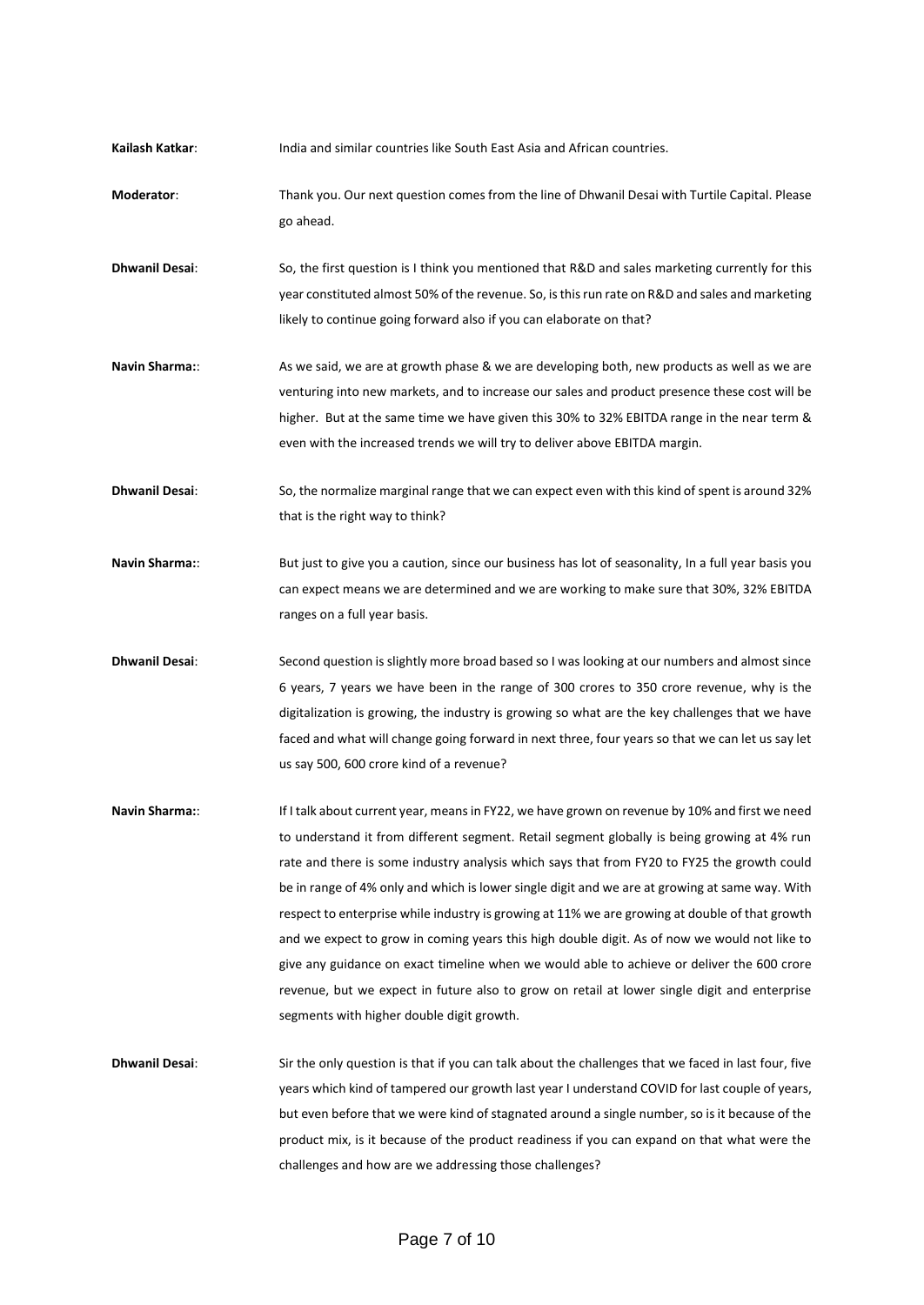**Kailash Katkar**: India and similar countries like South East Asia and African countries.

**Moderator**: Thank you. Our next question comes from the line of Dhwanil Desai with Turtile Capital. Please go ahead.

**Dhwanil Desai**: So, the first question is I think you mentioned that R&D and sales marketing currently for this year constituted almost 50% of the revenue. So, is this run rate on R&D and sales and marketing likely to continue going forward also if you can elaborate on that?

**Navin Sharma:**: As we said, we are at growth phase & we are developing both, new products as well as we are venturing into new markets, and to increase our sales and product presence these cost will be higher. But at the same time we have given this 30% to 32% EBITDA range in the near term & even with the increased trends we will try to deliver above EBITDA margin.

**Dhwanil Desai**: So, the normalize marginal range that we can expect even with this kind of spent is around 32% that is the right way to think?

**Navin Sharma:**: But just to give you a caution, since our business has lot of seasonality, In a full year basis you can expect means we are determined and we are working to make sure that 30%, 32% EBITDA ranges on a full year basis.

**Dhwanil Desai**: Second question is slightly more broad based so I was looking at our numbers and almost since 6 years, 7 years we have been in the range of 300 crores to 350 crore revenue, why is the digitalization is growing, the industry is growing so what are the key challenges that we have faced and what will change going forward in next three, four years so that we can let us say let us say 500, 600 crore kind of a revenue?

**Navin Sharma:**: If I talk about current year, means in FY22, we have grown on revenue by 10% and first we need to understand it from different segment. Retail segment globally is being growing at 4% run rate and there is some industry analysis which says that from FY20 to FY25 the growth could be in range of 4% only and which is lower single digit and we are at growing at same way. With respect to enterprise while industry is growing at 11% we are growing at double of that growth and we expect to grow in coming years this high double digit. As of now we would not like to give any guidance on exact timeline when we would able to achieve or deliver the 600 crore revenue, but we expect in future also to grow on retail at lower single digit and enterprise segments with higher double digit growth.

**Dhwanil Desai**: Sir the only question is that if you can talk about the challenges that we faced in last four, five years which kind of tampered our growth last year I understand COVID for last couple of years, but even before that we were kind of stagnated around a single number, so is it because of the product mix, is it because of the product readiness if you can expand on that what were the challenges and how are we addressing those challenges?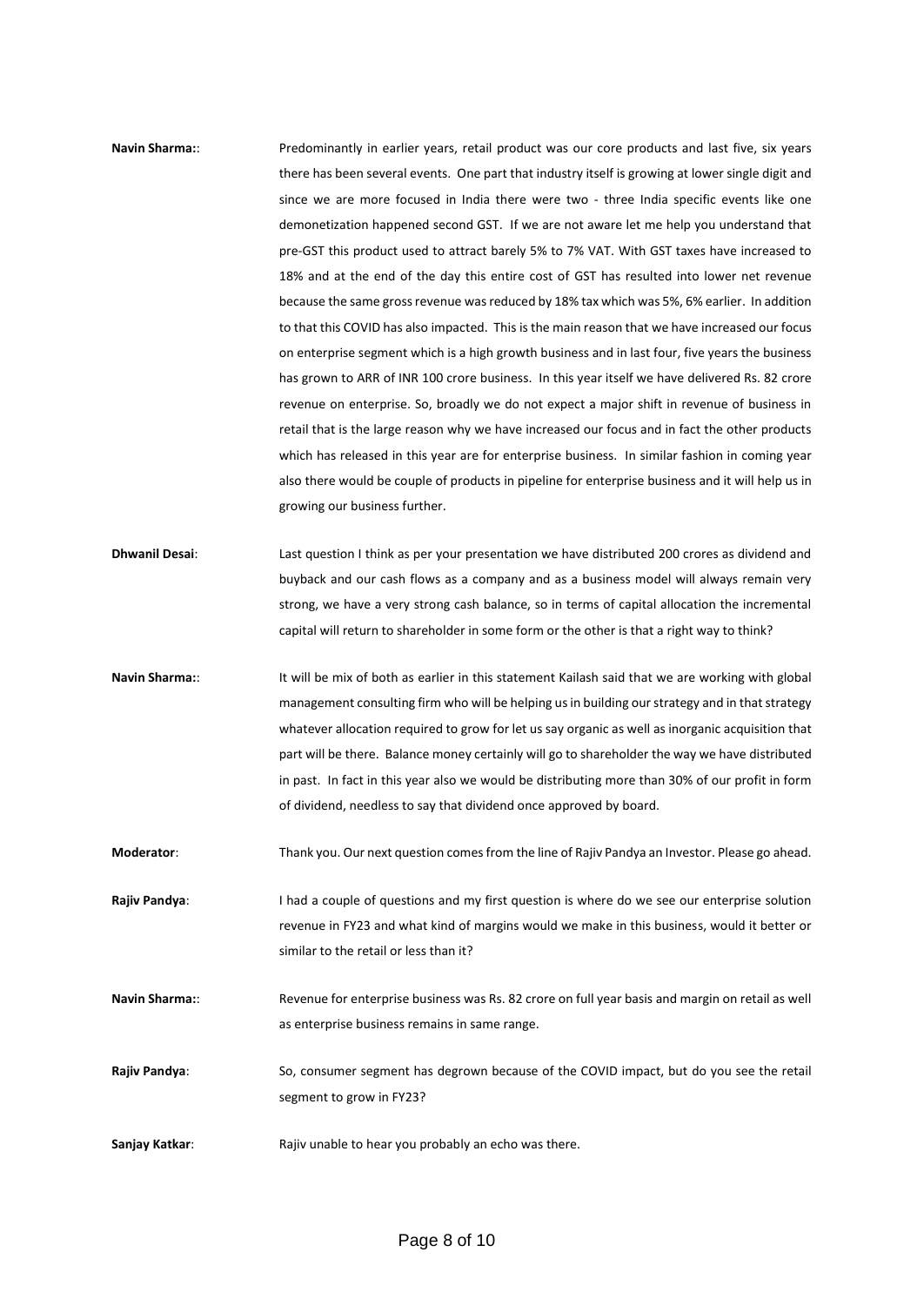**Navin Sharma:**: Predominantly in earlier years, retail product was our core products and last five, six years there has been several events. One part that industry itself is growing at lower single digit and since we are more focused in India there were two - three India specific events like one demonetization happened second GST. If we are not aware let me help you understand that pre-GST this product used to attract barely 5% to 7% VAT. With GST taxes have increased to 18% and at the end of the day this entire cost of GST has resulted into lower net revenue because the same gross revenue was reduced by 18% tax which was 5%, 6% earlier. In addition to that this COVID has also impacted. This is the main reason that we have increased our focus on enterprise segment which is a high growth business and in last four, five years the business has grown to ARR of INR 100 crore business. In this year itself we have delivered Rs. 82 crore revenue on enterprise. So, broadly we do not expect a major shift in revenue of business in retail that is the large reason why we have increased our focus and in fact the other products which has released in this year are for enterprise business. In similar fashion in coming year also there would be couple of products in pipeline for enterprise business and it will help us in growing our business further.

**Dhwanil Desai**: Last question I think as per your presentation we have distributed 200 crores as dividend and buyback and our cash flows as a company and as a business model will always remain very strong, we have a very strong cash balance, so in terms of capital allocation the incremental capital will return to shareholder in some form or the other is that a right way to think?

**Navin Sharma:**: It will be mix of both as earlier in this statement Kailash said that we are working with global management consulting firm who will be helping us in building our strategy and in that strategy whatever allocation required to grow for let us say organic as well as inorganic acquisition that part will be there. Balance money certainly will go to shareholder the way we have distributed in past. In fact in this year also we would be distributing more than 30% of our profit in form of dividend, needless to say that dividend once approved by board.

**Moderator**: Thank you. Our next question comes from the line of Rajiv Pandya an Investor. Please go ahead.

**Rajiv Pandya**: I had a couple of questions and my first question is where do we see our enterprise solution revenue in FY23 and what kind of margins would we make in this business, would it better or similar to the retail or less than it?

**Navin Sharma:**: Revenue for enterprise business was Rs. 82 crore on full year basis and margin on retail as well as enterprise business remains in same range.

**Rajiv Pandya**: So, consumer segment has degrown because of the COVID impact, but do you see the retail segment to grow in FY23?

**Sanjay Katkar**: Rajiv unable to hear you probably an echo was there.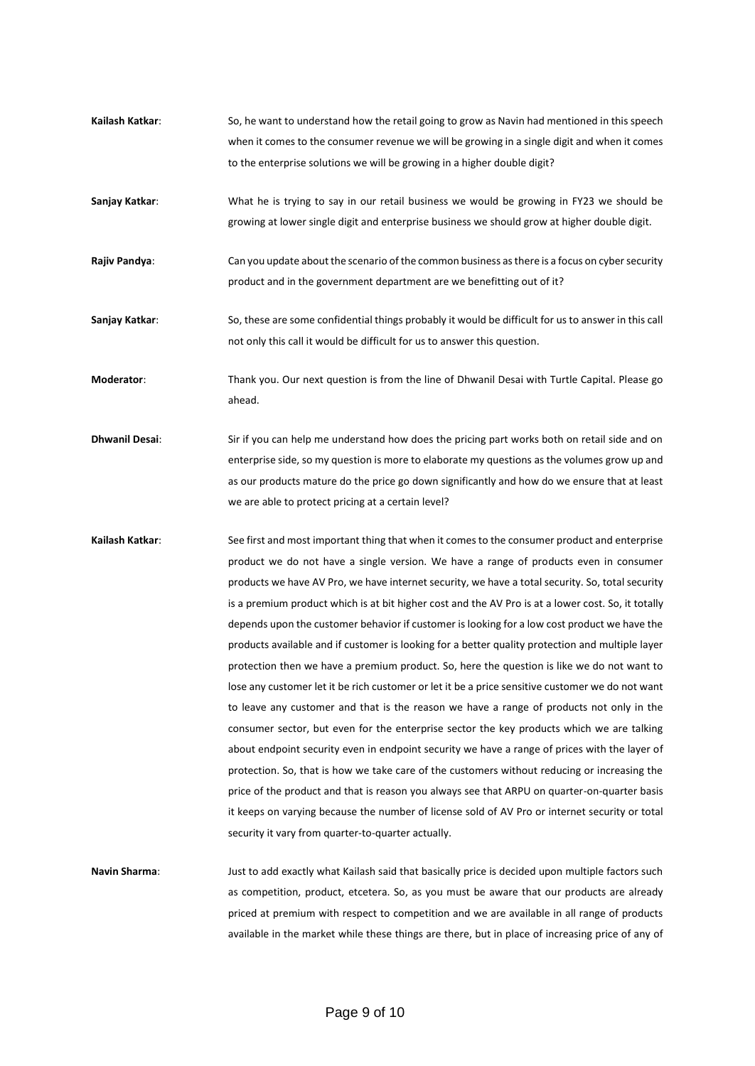**Kailash Katkar**: So, he want to understand how the retail going to grow as Navin had mentioned in this speech when it comes to the consumer revenue we will be growing in a single digit and when it comes to the enterprise solutions we will be growing in a higher double digit?

**Sanjay Katkar**: What he is trying to say in our retail business we would be growing in FY23 we should be growing at lower single digit and enterprise business we should grow at higher double digit.

**Rajiv Pandya**: Can you update about the scenario of the common business as there is a focus on cyber security product and in the government department are we benefitting out of it?

**Sanjay Katkar**: So, these are some confidential things probably it would be difficult for us to answer in this call not only this call it would be difficult for us to answer this question.

**Moderator**: Thank you. Our next question is from the line of Dhwanil Desai with Turtle Capital. Please go ahead.

**Dhwanil Desai**: Sir if you can help me understand how does the pricing part works both on retail side and on enterprise side, so my question is more to elaborate my questions as the volumes grow up and as our products mature do the price go down significantly and how do we ensure that at least we are able to protect pricing at a certain level?

**Kailash Katkar**: See first and most important thing that when it comes to the consumer product and enterprise product we do not have a single version. We have a range of products even in consumer products we have AV Pro, we have internet security, we have a total security. So, total security is a premium product which is at bit higher cost and the AV Pro is at a lower cost. So, it totally depends upon the customer behavior if customer is looking for a low cost product we have the products available and if customer is looking for a better quality protection and multiple layer protection then we have a premium product. So, here the question is like we do not want to lose any customer let it be rich customer or let it be a price sensitive customer we do not want to leave any customer and that is the reason we have a range of products not only in the consumer sector, but even for the enterprise sector the key products which we are talking about endpoint security even in endpoint security we have a range of prices with the layer of protection. So, that is how we take care of the customers without reducing or increasing the price of the product and that is reason you always see that ARPU on quarter-on-quarter basis it keeps on varying because the number of license sold of AV Pro or internet security or total security it vary from quarter-to-quarter actually.

**Navin Sharma**: Just to add exactly what Kailash said that basically price is decided upon multiple factors such as competition, product, etcetera. So, as you must be aware that our products are already priced at premium with respect to competition and we are available in all range of products available in the market while these things are there, but in place of increasing price of any of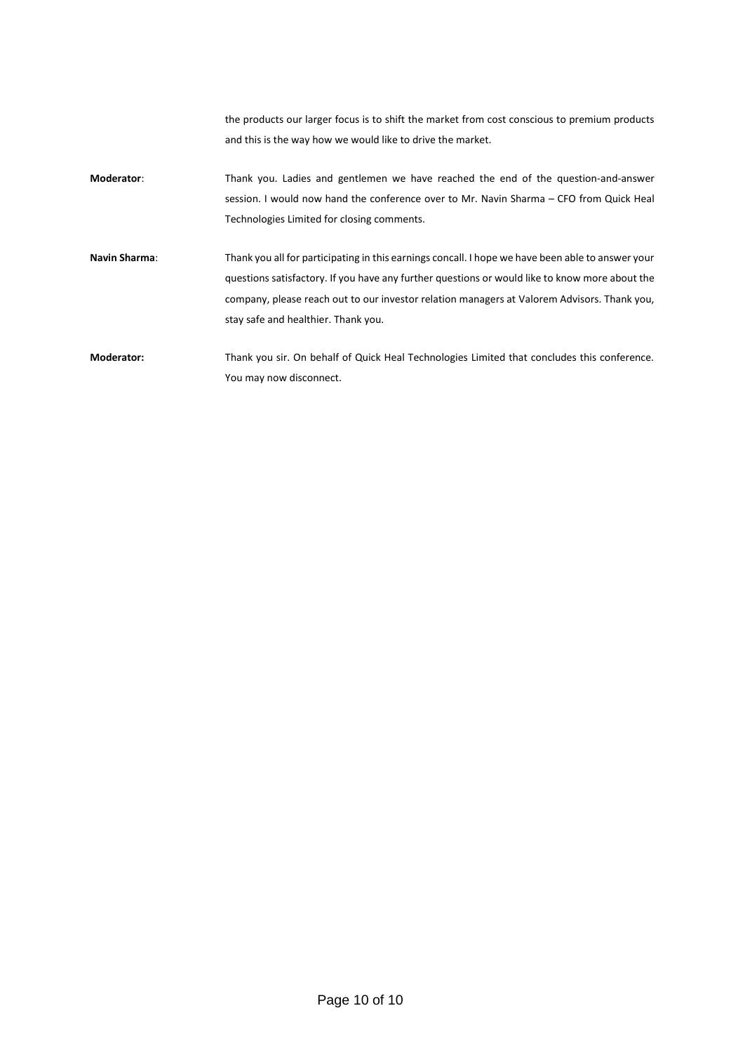the products our larger focus is to shift the market from cost conscious to premium products and this is the way how we would like to drive the market.

**Moderator**: Thank you. Ladies and gentlemen we have reached the end of the question-and-answer session. I would now hand the conference over to Mr. Navin Sharma – CFO from Quick Heal Technologies Limited for closing comments.

**Navin Sharma**: Thank you all for participating in this earnings concall. I hope we have been able to answer your questions satisfactory. If you have any further questions or would like to know more about the company, please reach out to our investor relation managers at Valorem Advisors. Thank you, stay safe and healthier. Thank you.

**Moderator:** Thank you sir. On behalf of Quick Heal Technologies Limited that concludes this conference. You may now disconnect.